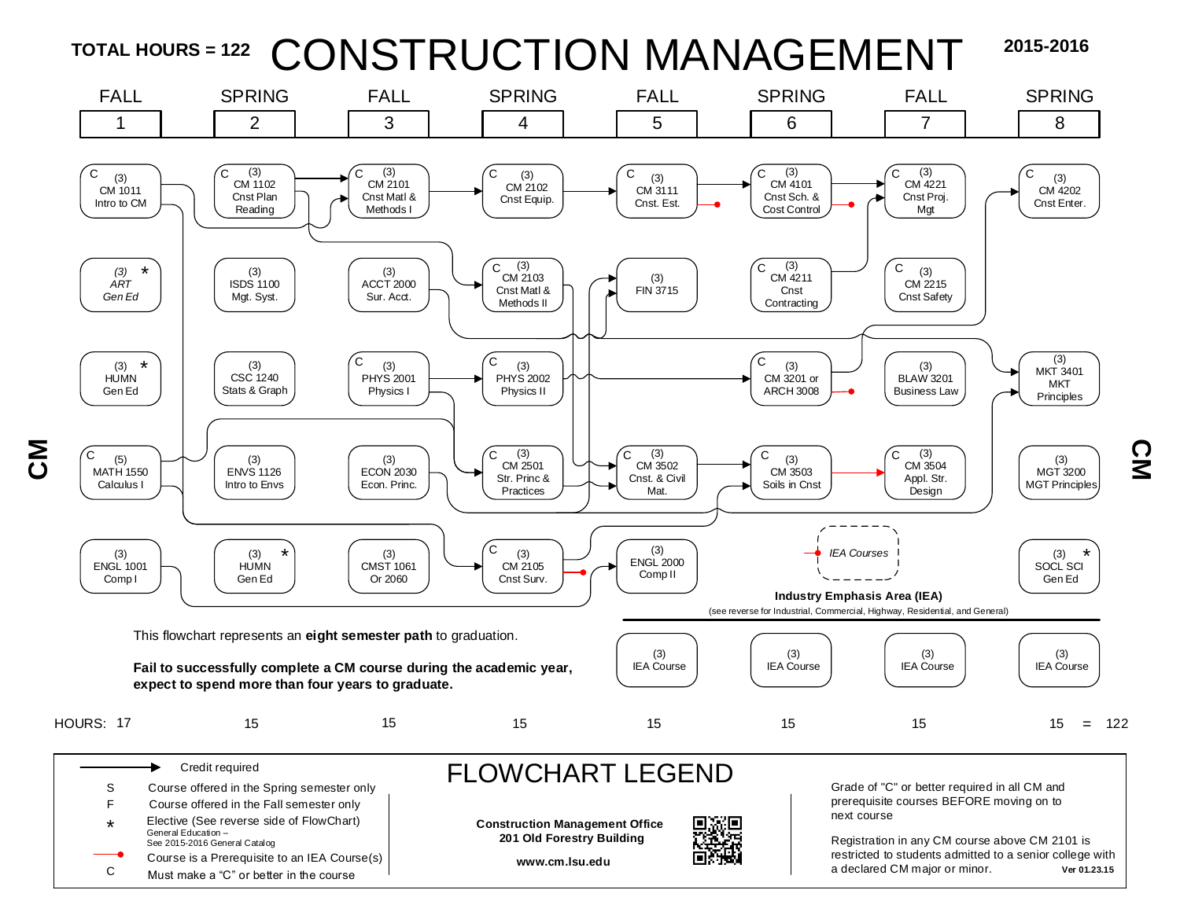**TOTAL HOURS = 122**

# CONSTRUCTION MANAGEMENT

**2015-2016**

| FALL 1 | SPRING 2 | FALL 3 | SPRING 4 | FALL 5 | SPRING 6 | FALL 7 | SPRING 8 |
|---|---|---|---|---|---|---|---|
| C (3) CM 1011 Intro to CM | C (3) CM 1102 Cnst Plan Reading | C (3) CM 2101 Cnst Matl & Methods I | C (3) CM 2102 Cnst Equip. | C (3) CM 3111 Cnst. Est. | C (3) CM 4101 Cnst Sch. & Cost Control | C (3) CM 4221 Cnst Proj. Mgt | C (3) CM 4202 Cnst Enter. |
| (3) * ART Gen Ed | (3) ISDS 1100 Mgt. Syst. | (3) ACCT 2000 Sur. Acct. | C (3) CM 2103 Cnst Matl & Methods II | (3) FIN 3715 | C (3) CM 4211 Cnst Contracting | C (3) CM 2215 Cnst Safety | |
| (3) * HUMN Gen Ed | (3) CSC 1240 Stats & Graph | C (3) PHYS 2001 Physics I | C (3) PHYS 2002 Physics II | | C (3) CM 3201 or ARCH 3008 | (3) BLAW 3201 Business Law | (3) MKT 3401 MKT Principles |
| C (5) MATH 1550 Calculus I | (3) ENVS 1126 Intro to Envs | (3) ECON 2030 Econ. Princ. | C (3) CM 2501 Str. Princ & Practices | C (3) CM 3502 Cnst. & Civil Mat. | C (3) CM 3503 Soils in Cnst | C (3) CM 3504 Appl. Str. Design | (3) MGT 3200 MGT Principles |
| (3) ENGL 1001 Comp I | (3) * HUMN Gen Ed | (3) CMST 1061 Or 2060 | C (3) CM 2105 Cnst Surv. | (3) ENGL 2000 Comp II | IEA Courses | | (3) * SOCL SCI Gen Ed |
| | | | | (3) IEA Course | (3) IEA Course | (3) IEA Course | (3) IEA Course |
| HOURS: 17 | 15 | 15 | 15 | 15 | 15 | 15 | 15 = 122 |

**Industry Emphasis Area (IEA)**
(see reverse for Industrial, Commercial, Highway, Residential, and General)

This flowchart represents an **eight semester path** to graduation.

**Fail to successfully complete a CM course during the academic year, expect to spend more than four years to graduate.**

## FLOWCHART LEGEND

- → Credit required
- S Course offered in the Spring semester only
- F Course offered in the Fall semester only
- \* Elective (See reverse side of FlowChart) General Education – See 2015-2016 General Catalog
- (red line) Course is a Prerequisite to an IEA Course(s)
- C Must make a "C" or better in the course

**Construction Management Office**
**201 Old Forestry Building**

**www.cm.lsu.edu**

Grade of "C" or better required in all CM and prerequisite courses BEFORE moving on to next course

Registration in any CM course above CM 2101 is restricted to students admitted to a senior college with a declared CM major or minor.

**Ver 01.23.15**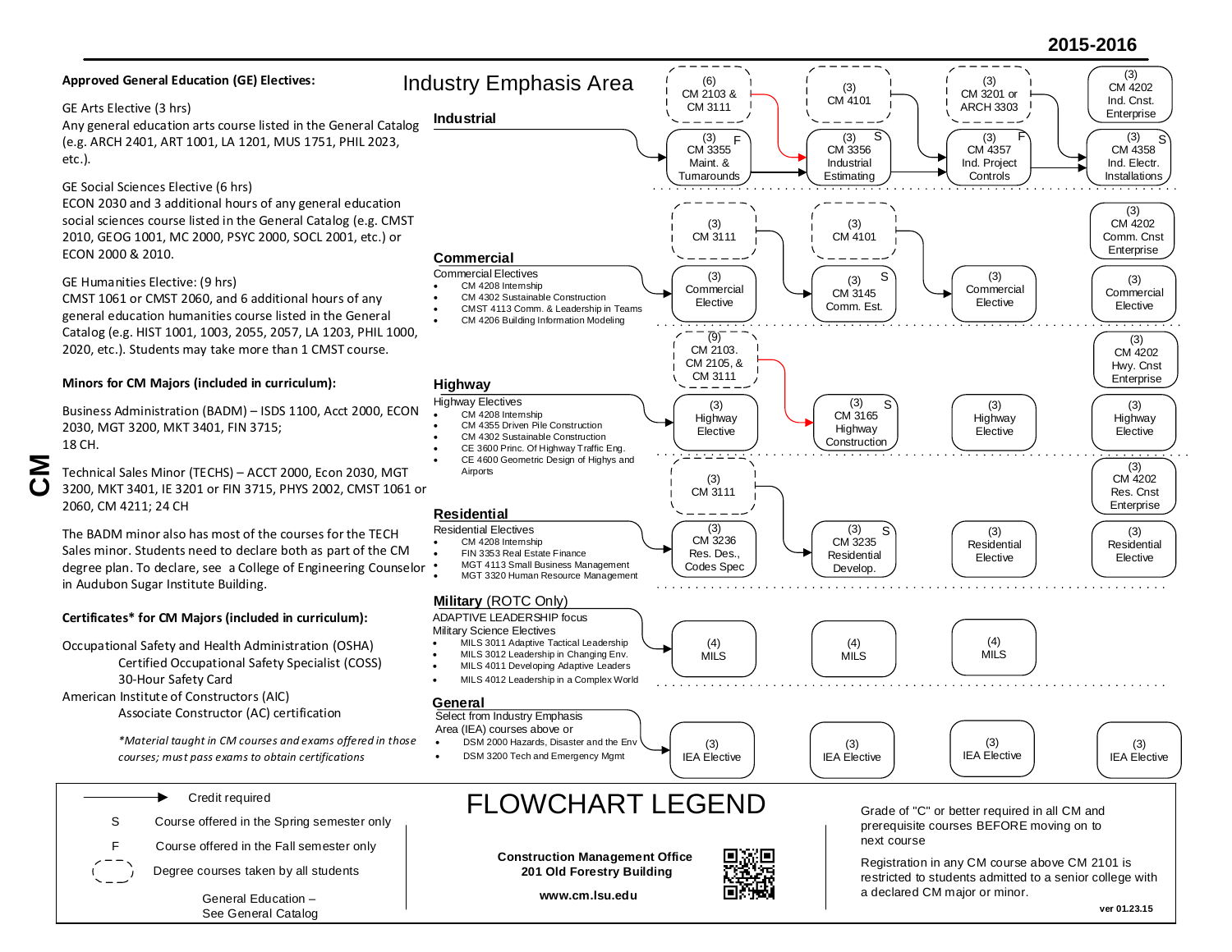**2015-2016**

**CM**

**Approved General Education (GE) Electives:**

GE Arts Elective (3 hrs)
Any general education arts course listed in the General Catalog (e.g. ARCH 2401, ART 1001, LA 1201, MUS 1751, PHIL 2023, etc.).

GE Social Sciences Elective (6 hrs)
ECON 2030 and 3 additional hours of any general education social sciences course listed in the General Catalog (e.g. CMST 2010, GEOG 1001, MC 2000, PSYC 2000, SOCL 2001, etc.) or ECON 2000 & 2010.

GE Humanities Elective: (9 hrs)
CMST 1061 or CMST 2060, and 6 additional hours of any general education humanities course listed in the General Catalog (e.g. HIST 1001, 1003, 2055, 2057, LA 1203, PHIL 1000, 2020, etc.). Students may take more than 1 CMST course.

**Minors for CM Majors (included in curriculum):**

Business Administration (BADM) – ISDS 1100, Acct 2000, ECON 2030, MGT 3200, MKT 3401, FIN 3715; 18 CH.

Technical Sales Minor (TECHS) – ACCT 2000, Econ 2030, MGT 3200, MKT 3401, IE 3201 or FIN 3715, PHYS 2002, CMST 1061 or 2060, CM 4211; 24 CH

The BADM minor also has most of the courses for the TECH Sales minor. Students need to declare both as part of the CM degree plan. To declare, see a College of Engineering Counselor in Audubon Sugar Institute Building.

**Certificates* for CM Majors (included in curriculum):**

Occupational Safety and Health Administration (OSHA)
Certified Occupational Safety Specialist (COSS)
30-Hour Safety Card
American Institute of Constructors (AIC)
Associate Constructor (AC) certification

*\*Material taught in CM courses and exams offered in those courses; must pass exams to obtain certifications*

# Industry Emphasis Area

## Industrial

(6) CM 2103 & CM 3111 → (3) CM 3355 Maint. & Turnarounds F → (3) CM 3356 Industrial Estimating S → (3) CM 4357 Ind. Project Controls F → (3) CM 4358 Ind. Electr. Installations S

(3) CM 4101; (3) CM 3201 or ARCH 3303; (3) CM 4202 Ind. Cnst. Enterprise

## Commercial

Commercial Electives
- CM 4208 Internship
- CM 4302 Sustainable Construction
- CMST 4113 Comm. & Leadership in Teams
- CM 4206 Building Information Modeling

(3) CM 3111; (3) CM 4101; (3) CM 4202 Comm. Cnst Enterprise

(3) Commercial Elective → (3) CM 3145 Comm. Est. S → (3) Commercial Elective → (3) Commercial Elective

## Highway

Highway Electives
- CM 4208 Internship
- CM 4355 Driven Pile Construction
- CM 4302 Sustainable Construction
- CE 3600 Princ. Of Highway Traffic Eng.
- CE 4600 Geometric Design of Highys and Airports

(9) CM 2103. CM 2105, & CM 3111; (3) CM 4202 Hwy. Cnst Enterprise

(3) Highway Elective → (3) CM 3165 Highway Construction S → (3) Highway Elective → (3) Highway Elective

## Residential

Residential Electives
- CM 4208 Internship
- FIN 3353 Real Estate Finance
- MGT 4113 Small Business Management
- MGT 3320 Human Resource Management

(3) CM 3111; (3) CM 4202 Res. Cnst Enterprise

(3) CM 3236 Res. Des., Codes Spec → (3) CM 3235 Residential Develop. S → (3) Residential Elective → (3) Residential Elective

## Military (ROTC Only)

ADAPTIVE LEADERSHIP focus
Military Science Electives
- MILS 3011 Adaptive Tactical Leadership
- MILS 3012 Leadership in Changing Env.
- MILS 4011 Developing Adaptive Leaders
- MILS 4012 Leadership in a Complex World

(4) MILS; (4) MILS; (4) MILS

## General

Select from Industry Emphasis Area (IEA) courses above or
- DSM 2000 Hazards, Disaster and the Env
- DSM 3200 Tech and Emergency Mgmt

(3) IEA Elective; (3) IEA Elective; (3) IEA Elective; (3) IEA Elective

# FLOWCHART LEGEND

→ Credit required
S Course offered in the Spring semester only
F Course offered in the Fall semester only
(dashed box) Degree courses taken by all students
General Education – See General Catalog

**Construction Management Office**
**201 Old Forestry Building**
**www.cm.lsu.edu**

Grade of "C" or better required in all CM and prerequisite courses BEFORE moving on to next course

Registration in any CM course above CM 2101 is restricted to students admitted to a senior college with a declared CM major or minor.

**ver 01.23.15**